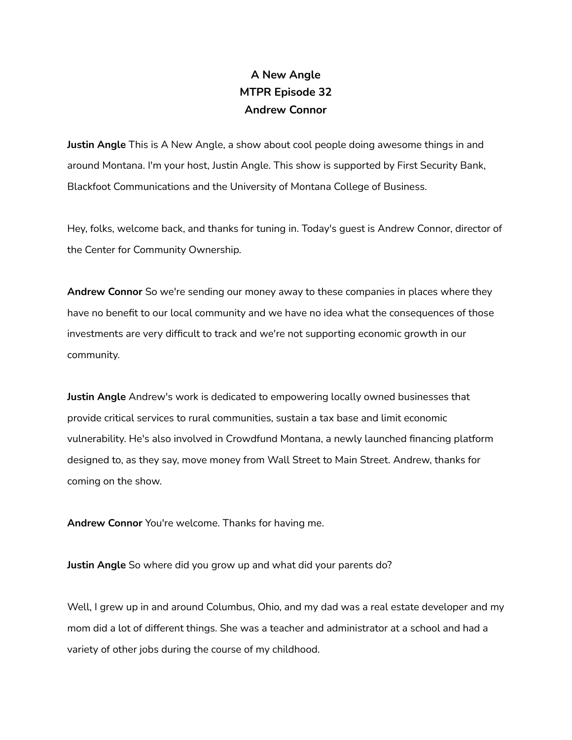# A New Angle
# MTPR Episode 32
# Andrew Connor

**Justin Angle** This is A New Angle, a show about cool people doing awesome things in and around Montana. I'm your host, Justin Angle. This show is supported by First Security Bank, Blackfoot Communications and the University of Montana College of Business.

Hey, folks, welcome back, and thanks for tuning in. Today's guest is Andrew Connor, director of the Center for Community Ownership.

**Andrew Connor** So we're sending our money away to these companies in places where they have no benefit to our local community and we have no idea what the consequences of those investments are very difficult to track and we're not supporting economic growth in our community.

**Justin Angle** Andrew's work is dedicated to empowering locally owned businesses that provide critical services to rural communities, sustain a tax base and limit economic vulnerability. He's also involved in Crowdfund Montana, a newly launched financing platform designed to, as they say, move money from Wall Street to Main Street. Andrew, thanks for coming on the show.

**Andrew Connor** You're welcome. Thanks for having me.

**Justin Angle** So where did you grow up and what did your parents do?

Well, I grew up in and around Columbus, Ohio, and my dad was a real estate developer and my mom did a lot of different things. She was a teacher and administrator at a school and had a variety of other jobs during the course of my childhood.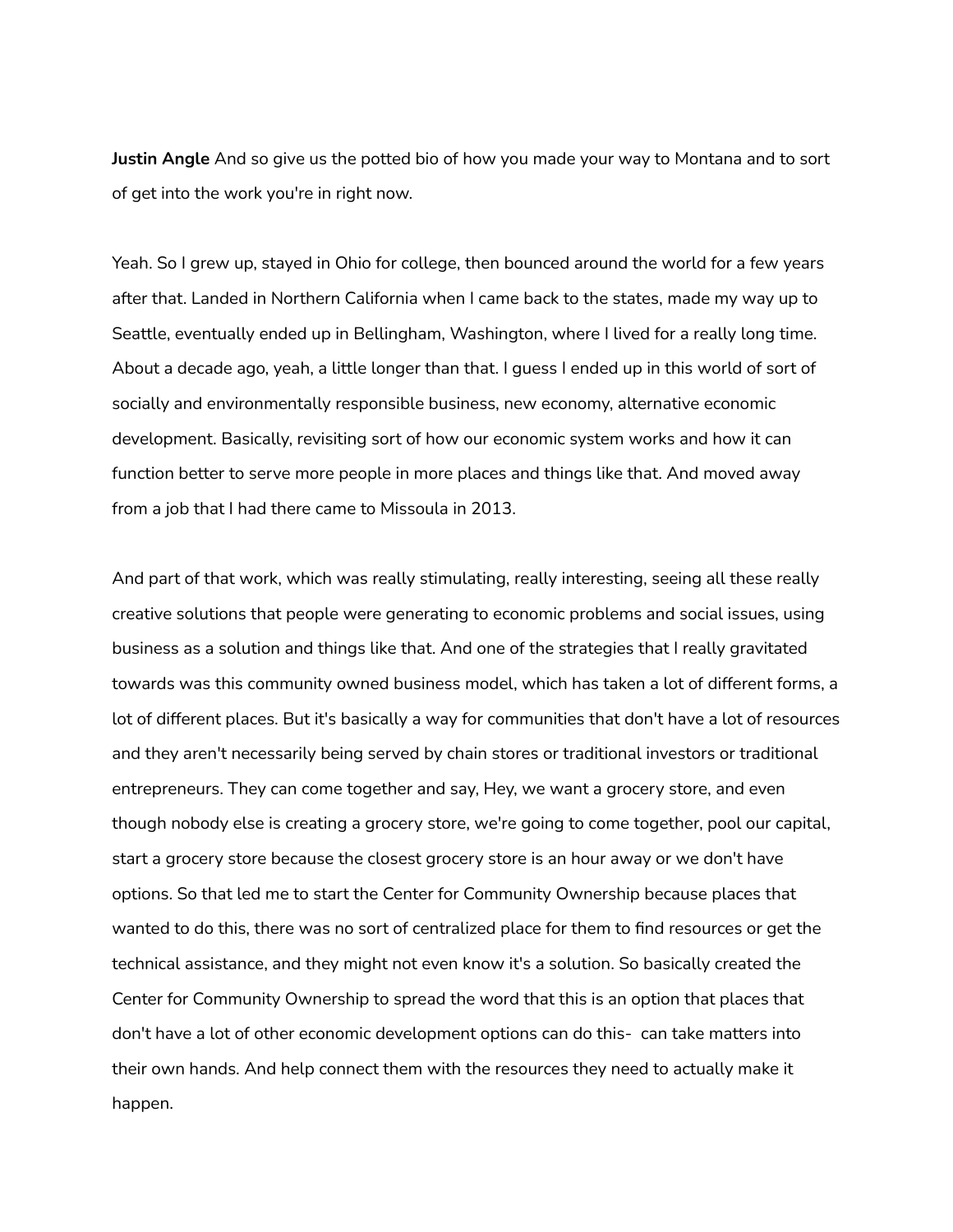**Justin Angle** And so give us the potted bio of how you made your way to Montana and to sort of get into the work you're in right now.

Yeah. So I grew up, stayed in Ohio for college, then bounced around the world for a few years after that. Landed in Northern California when I came back to the states, made my way up to Seattle, eventually ended up in Bellingham, Washington, where I lived for a really long time. About a decade ago, yeah, a little longer than that. I guess I ended up in this world of sort of socially and environmentally responsible business, new economy, alternative economic development. Basically, revisiting sort of how our economic system works and how it can function better to serve more people in more places and things like that. And moved away from a job that I had there came to Missoula in 2013.

And part of that work, which was really stimulating, really interesting, seeing all these really creative solutions that people were generating to economic problems and social issues, using business as a solution and things like that. And one of the strategies that I really gravitated towards was this community owned business model, which has taken a lot of different forms, a lot of different places. But it's basically a way for communities that don't have a lot of resources and they aren't necessarily being served by chain stores or traditional investors or traditional entrepreneurs. They can come together and say, Hey, we want a grocery store, and even though nobody else is creating a grocery store, we're going to come together, pool our capital, start a grocery store because the closest grocery store is an hour away or we don't have options. So that led me to start the Center for Community Ownership because places that wanted to do this, there was no sort of centralized place for them to find resources or get the technical assistance, and they might not even know it's a solution. So basically created the Center for Community Ownership to spread the word that this is an option that places that don't have a lot of other economic development options can do this- can take matters into their own hands. And help connect them with the resources they need to actually make it happen.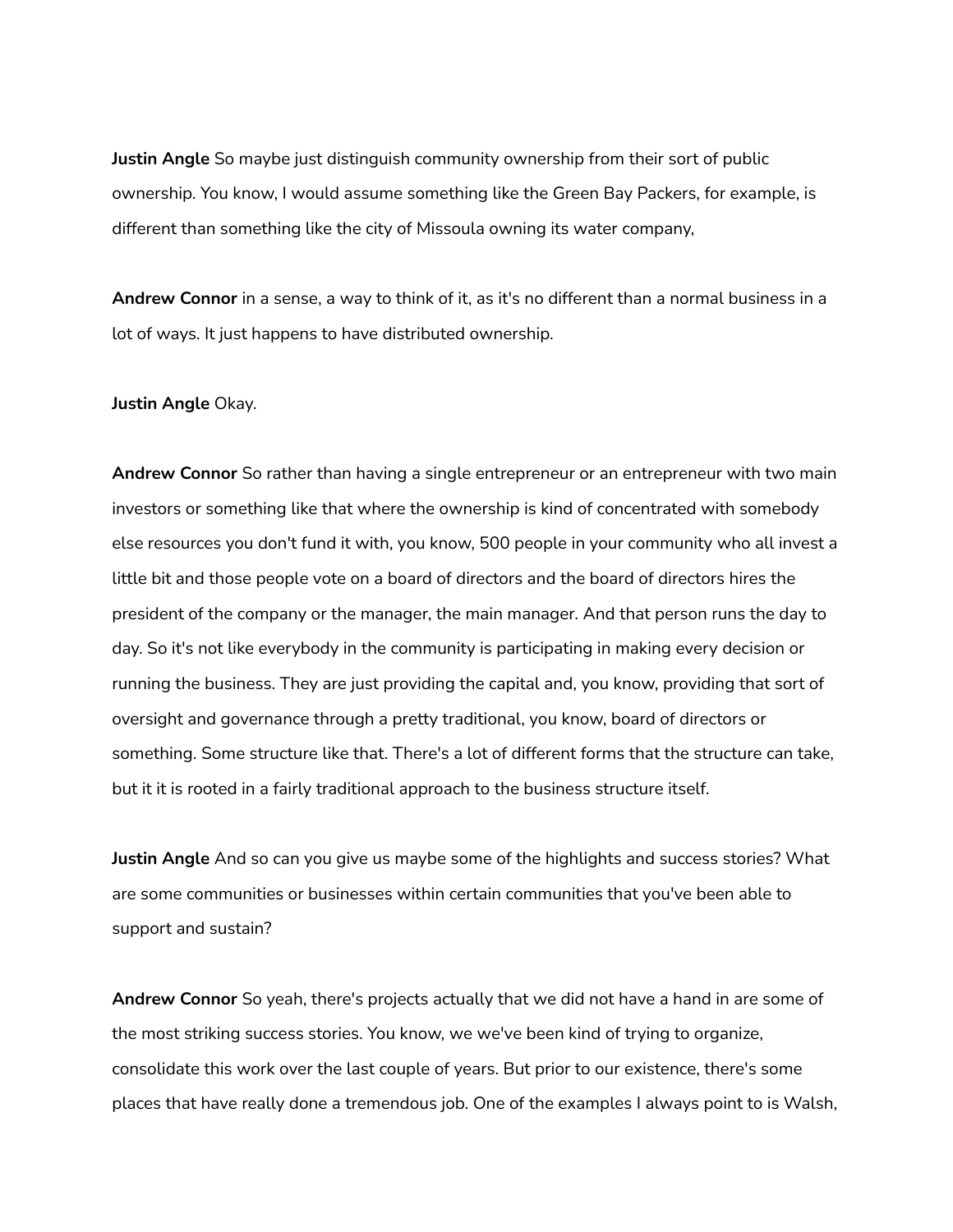**Justin Angle** So maybe just distinguish community ownership from their sort of public ownership. You know, I would assume something like the Green Bay Packers, for example, is different than something like the city of Missoula owning its water company,

**Andrew Connor** in a sense, a way to think of it, as it's no different than a normal business in a lot of ways. It just happens to have distributed ownership.

**Justin Angle** Okay.

**Andrew Connor** So rather than having a single entrepreneur or an entrepreneur with two main investors or something like that where the ownership is kind of concentrated with somebody else resources you don't fund it with, you know, 500 people in your community who all invest a little bit and those people vote on a board of directors and the board of directors hires the president of the company or the manager, the main manager. And that person runs the day to day. So it's not like everybody in the community is participating in making every decision or running the business. They are just providing the capital and, you know, providing that sort of oversight and governance through a pretty traditional, you know, board of directors or something. Some structure like that. There's a lot of different forms that the structure can take, but it it is rooted in a fairly traditional approach to the business structure itself.

**Justin Angle** And so can you give us maybe some of the highlights and success stories? What are some communities or businesses within certain communities that you've been able to support and sustain?

**Andrew Connor** So yeah, there's projects actually that we did not have a hand in are some of the most striking success stories. You know, we we've been kind of trying to organize, consolidate this work over the last couple of years. But prior to our existence, there's some places that have really done a tremendous job. One of the examples I always point to is Walsh,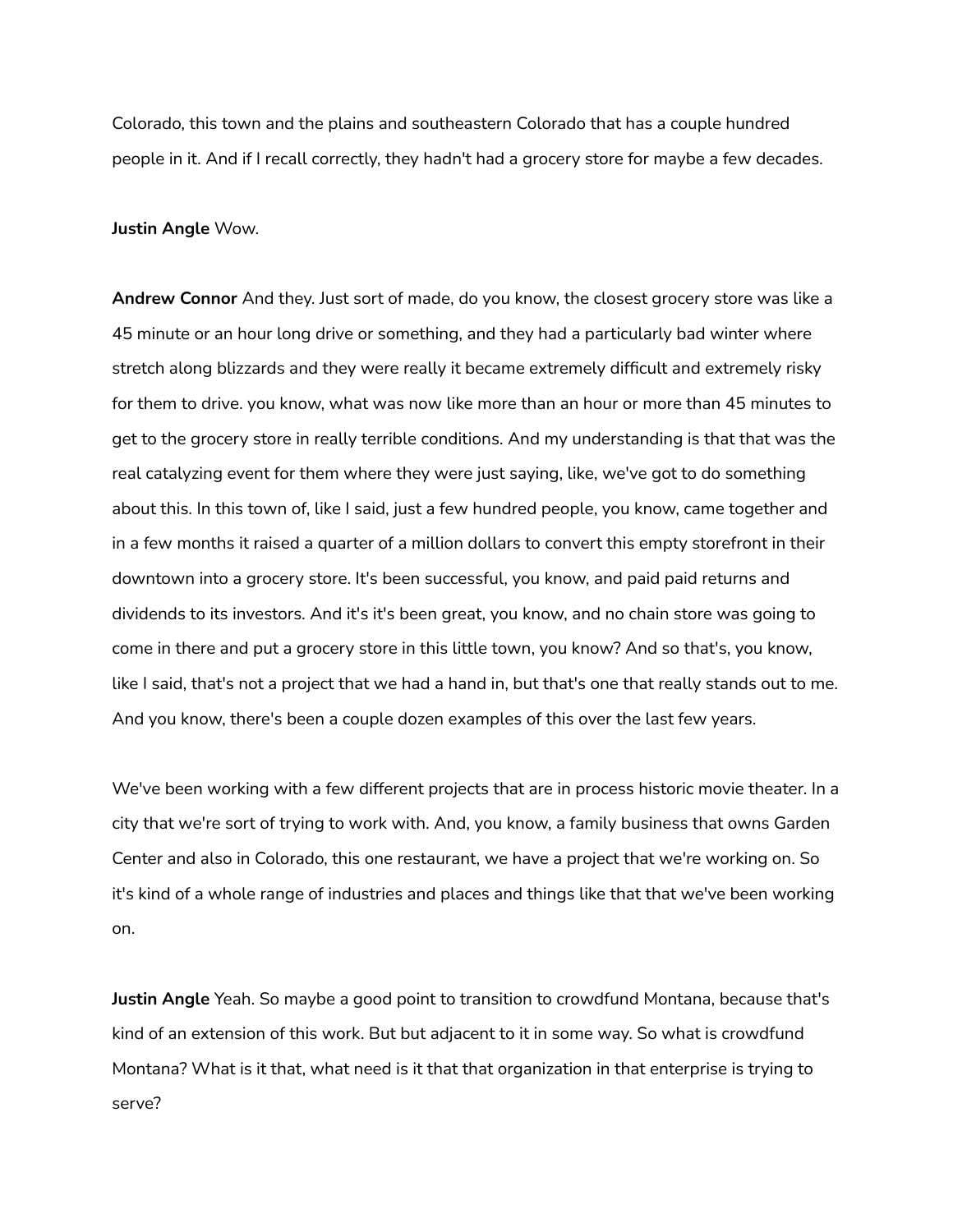Colorado, this town and the plains and southeastern Colorado that has a couple hundred people in it. And if I recall correctly, they hadn't had a grocery store for maybe a few decades.

**Justin Angle** Wow.

**Andrew Connor** And they. Just sort of made, do you know, the closest grocery store was like a 45 minute or an hour long drive or something, and they had a particularly bad winter where stretch along blizzards and they were really it became extremely difficult and extremely risky for them to drive. you know, what was now like more than an hour or more than 45 minutes to get to the grocery store in really terrible conditions. And my understanding is that that was the real catalyzing event for them where they were just saying, like, we've got to do something about this. In this town of, like I said, just a few hundred people, you know, came together and in a few months it raised a quarter of a million dollars to convert this empty storefront in their downtown into a grocery store. It's been successful, you know, and paid paid returns and dividends to its investors. And it's it's been great, you know, and no chain store was going to come in there and put a grocery store in this little town, you know? And so that's, you know, like I said, that's not a project that we had a hand in, but that's one that really stands out to me. And you know, there's been a couple dozen examples of this over the last few years.

We've been working with a few different projects that are in process historic movie theater. In a city that we're sort of trying to work with. And, you know, a family business that owns Garden Center and also in Colorado, this one restaurant, we have a project that we're working on. So it's kind of a whole range of industries and places and things like that that we've been working on.

**Justin Angle** Yeah. So maybe a good point to transition to crowdfund Montana, because that's kind of an extension of this work. But but adjacent to it in some way. So what is crowdfund Montana? What is it that, what need is it that that organization in that enterprise is trying to serve?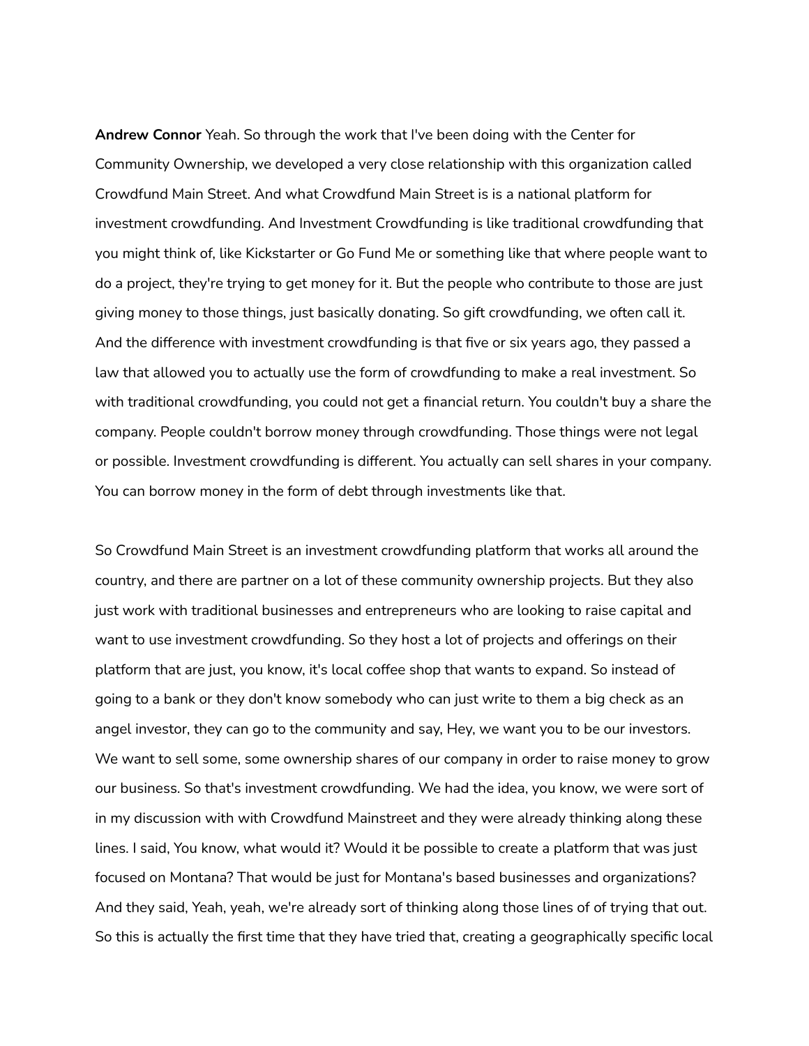**Andrew Connor** Yeah. So through the work that I've been doing with the Center for Community Ownership, we developed a very close relationship with this organization called Crowdfund Main Street. And what Crowdfund Main Street is is a national platform for investment crowdfunding. And Investment Crowdfunding is like traditional crowdfunding that you might think of, like Kickstarter or Go Fund Me or something like that where people want to do a project, they're trying to get money for it. But the people who contribute to those are just giving money to those things, just basically donating. So gift crowdfunding, we often call it. And the difference with investment crowdfunding is that five or six years ago, they passed a law that allowed you to actually use the form of crowdfunding to make a real investment. So with traditional crowdfunding, you could not get a financial return. You couldn't buy a share the company. People couldn't borrow money through crowdfunding. Those things were not legal or possible. Investment crowdfunding is different. You actually can sell shares in your company. You can borrow money in the form of debt through investments like that.

So Crowdfund Main Street is an investment crowdfunding platform that works all around the country, and there are partner on a lot of these community ownership projects. But they also just work with traditional businesses and entrepreneurs who are looking to raise capital and want to use investment crowdfunding. So they host a lot of projects and offerings on their platform that are just, you know, it's local coffee shop that wants to expand. So instead of going to a bank or they don't know somebody who can just write to them a big check as an angel investor, they can go to the community and say, Hey, we want you to be our investors. We want to sell some, some ownership shares of our company in order to raise money to grow our business. So that's investment crowdfunding. We had the idea, you know, we were sort of in my discussion with with Crowdfund Mainstreet and they were already thinking along these lines. I said, You know, what would it? Would it be possible to create a platform that was just focused on Montana? That would be just for Montana's based businesses and organizations? And they said, Yeah, yeah, we're already sort of thinking along those lines of of trying that out. So this is actually the first time that they have tried that, creating a geographically specific local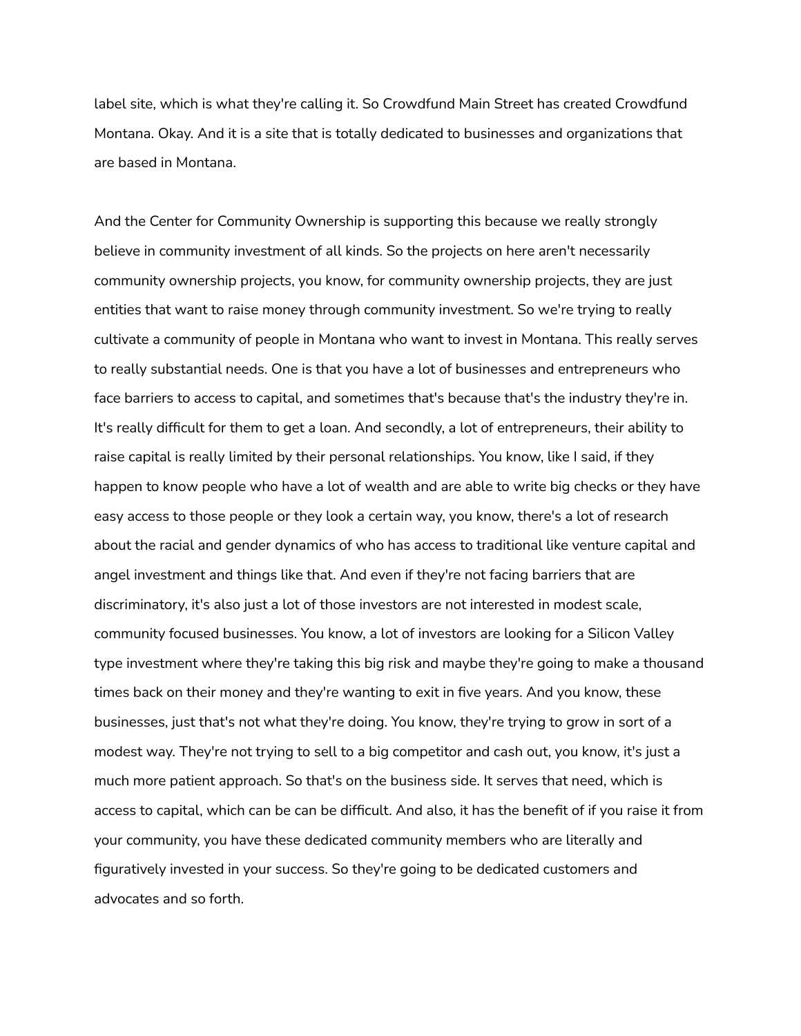label site, which is what they're calling it. So Crowdfund Main Street has created Crowdfund Montana. Okay. And it is a site that is totally dedicated to businesses and organizations that are based in Montana.

And the Center for Community Ownership is supporting this because we really strongly believe in community investment of all kinds. So the projects on here aren't necessarily community ownership projects, you know, for community ownership projects, they are just entities that want to raise money through community investment. So we're trying to really cultivate a community of people in Montana who want to invest in Montana. This really serves to really substantial needs. One is that you have a lot of businesses and entrepreneurs who face barriers to access to capital, and sometimes that's because that's the industry they're in. It's really difficult for them to get a loan. And secondly, a lot of entrepreneurs, their ability to raise capital is really limited by their personal relationships. You know, like I said, if they happen to know people who have a lot of wealth and are able to write big checks or they have easy access to those people or they look a certain way, you know, there's a lot of research about the racial and gender dynamics of who has access to traditional like venture capital and angel investment and things like that. And even if they're not facing barriers that are discriminatory, it's also just a lot of those investors are not interested in modest scale, community focused businesses. You know, a lot of investors are looking for a Silicon Valley type investment where they're taking this big risk and maybe they're going to make a thousand times back on their money and they're wanting to exit in five years. And you know, these businesses, just that's not what they're doing. You know, they're trying to grow in sort of a modest way. They're not trying to sell to a big competitor and cash out, you know, it's just a much more patient approach. So that's on the business side. It serves that need, which is access to capital, which can be can be difficult. And also, it has the benefit of if you raise it from your community, you have these dedicated community members who are literally and figuratively invested in your success. So they're going to be dedicated customers and advocates and so forth.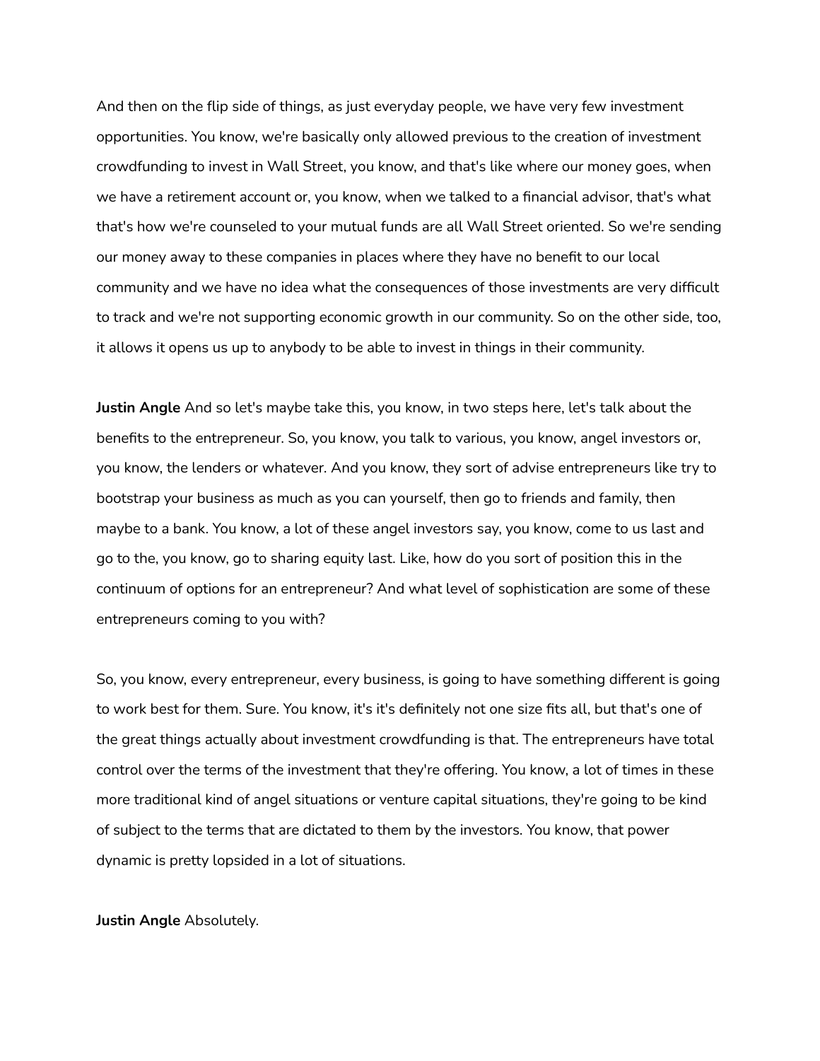And then on the flip side of things, as just everyday people, we have very few investment opportunities. You know, we're basically only allowed previous to the creation of investment crowdfunding to invest in Wall Street, you know, and that's like where our money goes, when we have a retirement account or, you know, when we talked to a financial advisor, that's what that's how we're counseled to your mutual funds are all Wall Street oriented. So we're sending our money away to these companies in places where they have no benefit to our local community and we have no idea what the consequences of those investments are very difficult to track and we're not supporting economic growth in our community. So on the other side, too, it allows it opens us up to anybody to be able to invest in things in their community.

**Justin Angle** And so let's maybe take this, you know, in two steps here, let's talk about the benefits to the entrepreneur. So, you know, you talk to various, you know, angel investors or, you know, the lenders or whatever. And you know, they sort of advise entrepreneurs like try to bootstrap your business as much as you can yourself, then go to friends and family, then maybe to a bank. You know, a lot of these angel investors say, you know, come to us last and go to the, you know, go to sharing equity last. Like, how do you sort of position this in the continuum of options for an entrepreneur? And what level of sophistication are some of these entrepreneurs coming to you with?

So, you know, every entrepreneur, every business, is going to have something different is going to work best for them. Sure. You know, it's it's definitely not one size fits all, but that's one of the great things actually about investment crowdfunding is that. The entrepreneurs have total control over the terms of the investment that they're offering. You know, a lot of times in these more traditional kind of angel situations or venture capital situations, they're going to be kind of subject to the terms that are dictated to them by the investors. You know, that power dynamic is pretty lopsided in a lot of situations.

**Justin Angle** Absolutely.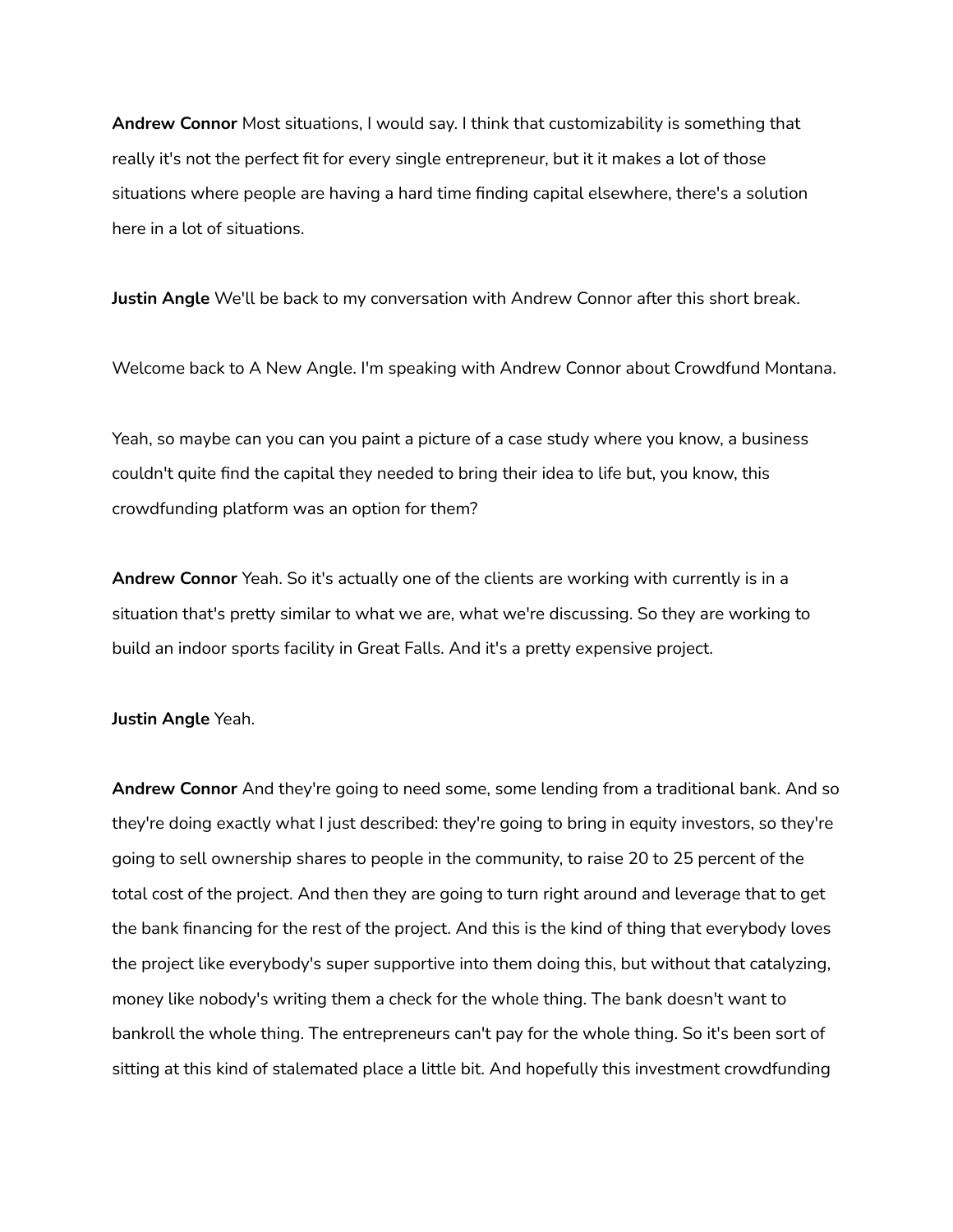**Andrew Connor** Most situations, I would say. I think that customizability is something that really it's not the perfect fit for every single entrepreneur, but it it makes a lot of those situations where people are having a hard time finding capital elsewhere, there's a solution here in a lot of situations.

**Justin Angle** We'll be back to my conversation with Andrew Connor after this short break.

Welcome back to A New Angle. I'm speaking with Andrew Connor about Crowdfund Montana.

Yeah, so maybe can you can you paint a picture of a case study where you know, a business couldn't quite find the capital they needed to bring their idea to life but, you know, this crowdfunding platform was an option for them?

**Andrew Connor** Yeah. So it's actually one of the clients are working with currently is in a situation that's pretty similar to what we are, what we're discussing. So they are working to build an indoor sports facility in Great Falls. And it's a pretty expensive project.

**Justin Angle** Yeah.

**Andrew Connor** And they're going to need some, some lending from a traditional bank. And so they're doing exactly what I just described: they're going to bring in equity investors, so they're going to sell ownership shares to people in the community, to raise 20 to 25 percent of the total cost of the project. And then they are going to turn right around and leverage that to get the bank financing for the rest of the project. And this is the kind of thing that everybody loves the project like everybody's super supportive into them doing this, but without that catalyzing, money like nobody's writing them a check for the whole thing. The bank doesn't want to bankroll the whole thing. The entrepreneurs can't pay for the whole thing. So it's been sort of sitting at this kind of stalemated place a little bit. And hopefully this investment crowdfunding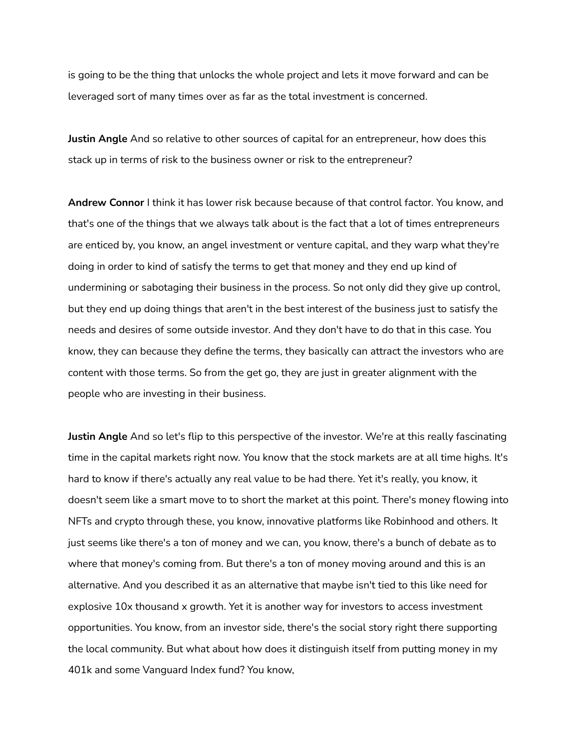is going to be the thing that unlocks the whole project and lets it move forward and can be leveraged sort of many times over as far as the total investment is concerned.

**Justin Angle** And so relative to other sources of capital for an entrepreneur, how does this stack up in terms of risk to the business owner or risk to the entrepreneur?

**Andrew Connor** I think it has lower risk because because of that control factor. You know, and that's one of the things that we always talk about is the fact that a lot of times entrepreneurs are enticed by, you know, an angel investment or venture capital, and they warp what they're doing in order to kind of satisfy the terms to get that money and they end up kind of undermining or sabotaging their business in the process. So not only did they give up control, but they end up doing things that aren't in the best interest of the business just to satisfy the needs and desires of some outside investor. And they don't have to do that in this case. You know, they can because they define the terms, they basically can attract the investors who are content with those terms. So from the get go, they are just in greater alignment with the people who are investing in their business.

**Justin Angle** And so let's flip to this perspective of the investor. We're at this really fascinating time in the capital markets right now. You know that the stock markets are at all time highs. It's hard to know if there's actually any real value to be had there. Yet it's really, you know, it doesn't seem like a smart move to to short the market at this point. There's money flowing into NFTs and crypto through these, you know, innovative platforms like Robinhood and others. It just seems like there's a ton of money and we can, you know, there's a bunch of debate as to where that money's coming from. But there's a ton of money moving around and this is an alternative. And you described it as an alternative that maybe isn't tied to this like need for explosive 10x thousand x growth. Yet it is another way for investors to access investment opportunities. You know, from an investor side, there's the social story right there supporting the local community. But what about how does it distinguish itself from putting money in my 401k and some Vanguard Index fund? You know,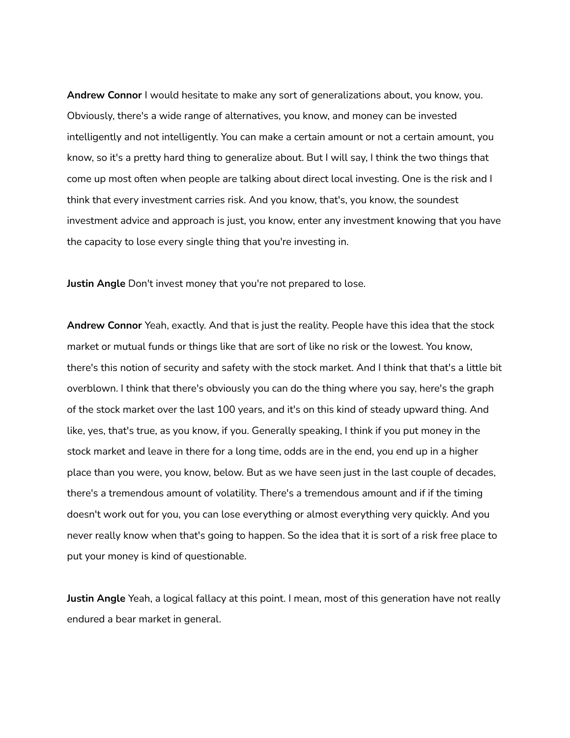**Andrew Connor** I would hesitate to make any sort of generalizations about, you know, you. Obviously, there's a wide range of alternatives, you know, and money can be invested intelligently and not intelligently. You can make a certain amount or not a certain amount, you know, so it's a pretty hard thing to generalize about. But I will say, I think the two things that come up most often when people are talking about direct local investing. One is the risk and I think that every investment carries risk. And you know, that's, you know, the soundest investment advice and approach is just, you know, enter any investment knowing that you have the capacity to lose every single thing that you're investing in.

**Justin Angle** Don't invest money that you're not prepared to lose.

**Andrew Connor** Yeah, exactly. And that is just the reality. People have this idea that the stock market or mutual funds or things like that are sort of like no risk or the lowest. You know, there's this notion of security and safety with the stock market. And I think that that's a little bit overblown. I think that there's obviously you can do the thing where you say, here's the graph of the stock market over the last 100 years, and it's on this kind of steady upward thing. And like, yes, that's true, as you know, if you. Generally speaking, I think if you put money in the stock market and leave in there for a long time, odds are in the end, you end up in a higher place than you were, you know, below. But as we have seen just in the last couple of decades, there's a tremendous amount of volatility. There's a tremendous amount and if if the timing doesn't work out for you, you can lose everything or almost everything very quickly. And you never really know when that's going to happen. So the idea that it is sort of a risk free place to put your money is kind of questionable.

**Justin Angle** Yeah, a logical fallacy at this point. I mean, most of this generation have not really endured a bear market in general.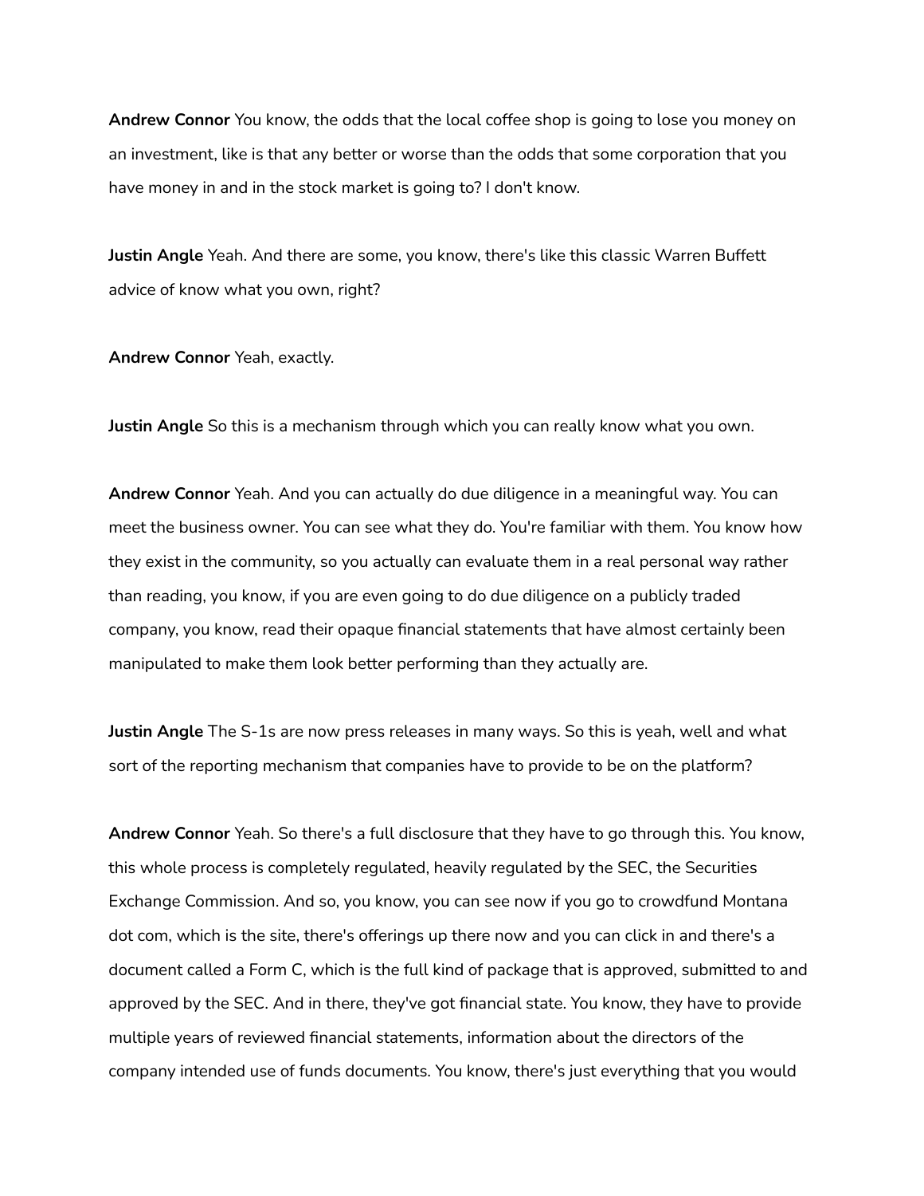**Andrew Connor** You know, the odds that the local coffee shop is going to lose you money on an investment, like is that any better or worse than the odds that some corporation that you have money in and in the stock market is going to? I don't know.

**Justin Angle** Yeah. And there are some, you know, there's like this classic Warren Buffett advice of know what you own, right?

**Andrew Connor** Yeah, exactly.

**Justin Angle** So this is a mechanism through which you can really know what you own.

**Andrew Connor** Yeah. And you can actually do due diligence in a meaningful way. You can meet the business owner. You can see what they do. You're familiar with them. You know how they exist in the community, so you actually can evaluate them in a real personal way rather than reading, you know, if you are even going to do due diligence on a publicly traded company, you know, read their opaque financial statements that have almost certainly been manipulated to make them look better performing than they actually are.

**Justin Angle** The S-1s are now press releases in many ways. So this is yeah, well and what sort of the reporting mechanism that companies have to provide to be on the platform?

**Andrew Connor** Yeah. So there's a full disclosure that they have to go through this. You know, this whole process is completely regulated, heavily regulated by the SEC, the Securities Exchange Commission. And so, you know, you can see now if you go to crowdfund Montana dot com, which is the site, there's offerings up there now and you can click in and there's a document called a Form C, which is the full kind of package that is approved, submitted to and approved by the SEC. And in there, they've got financial state. You know, they have to provide multiple years of reviewed financial statements, information about the directors of the company intended use of funds documents. You know, there's just everything that you would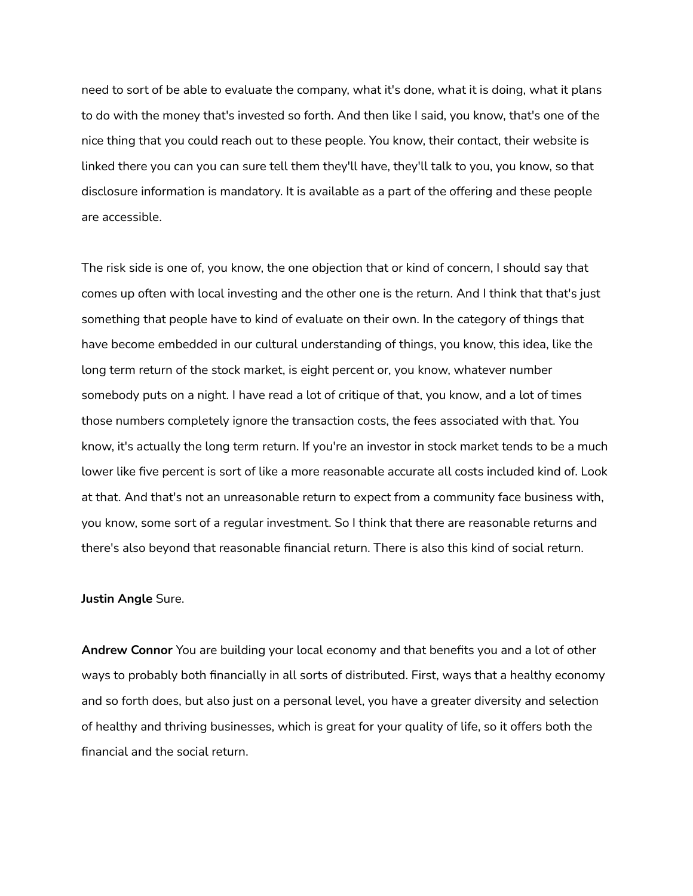need to sort of be able to evaluate the company, what it's done, what it is doing, what it plans to do with the money that's invested so forth. And then like I said, you know, that's one of the nice thing that you could reach out to these people. You know, their contact, their website is linked there you can you can sure tell them they'll have, they'll talk to you, you know, so that disclosure information is mandatory. It is available as a part of the offering and these people are accessible.

The risk side is one of, you know, the one objection that or kind of concern, I should say that comes up often with local investing and the other one is the return. And I think that that's just something that people have to kind of evaluate on their own. In the category of things that have become embedded in our cultural understanding of things, you know, this idea, like the long term return of the stock market, is eight percent or, you know, whatever number somebody puts on a night. I have read a lot of critique of that, you know, and a lot of times those numbers completely ignore the transaction costs, the fees associated with that. You know, it's actually the long term return. If you're an investor in stock market tends to be a much lower like five percent is sort of like a more reasonable accurate all costs included kind of. Look at that. And that's not an unreasonable return to expect from a community face business with, you know, some sort of a regular investment. So I think that there are reasonable returns and there's also beyond that reasonable financial return. There is also this kind of social return.

**Justin Angle** Sure.

**Andrew Connor** You are building your local economy and that benefits you and a lot of other ways to probably both financially in all sorts of distributed. First, ways that a healthy economy and so forth does, but also just on a personal level, you have a greater diversity and selection of healthy and thriving businesses, which is great for your quality of life, so it offers both the financial and the social return.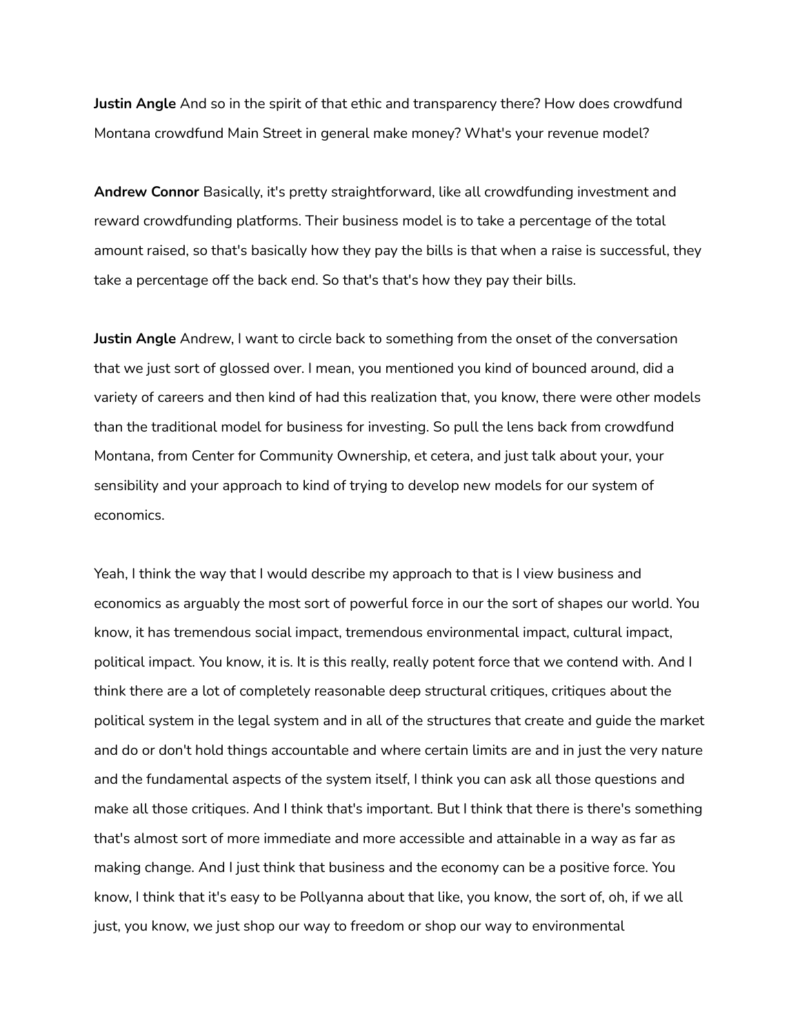**Justin Angle** And so in the spirit of that ethic and transparency there? How does crowdfund Montana crowdfund Main Street in general make money? What's your revenue model?

**Andrew Connor** Basically, it's pretty straightforward, like all crowdfunding investment and reward crowdfunding platforms. Their business model is to take a percentage of the total amount raised, so that's basically how they pay the bills is that when a raise is successful, they take a percentage off the back end. So that's that's how they pay their bills.

**Justin Angle** Andrew, I want to circle back to something from the onset of the conversation that we just sort of glossed over. I mean, you mentioned you kind of bounced around, did a variety of careers and then kind of had this realization that, you know, there were other models than the traditional model for business for investing. So pull the lens back from crowdfund Montana, from Center for Community Ownership, et cetera, and just talk about your, your sensibility and your approach to kind of trying to develop new models for our system of economics.

Yeah, I think the way that I would describe my approach to that is I view business and economics as arguably the most sort of powerful force in our the sort of shapes our world. You know, it has tremendous social impact, tremendous environmental impact, cultural impact, political impact. You know, it is. It is this really, really potent force that we contend with. And I think there are a lot of completely reasonable deep structural critiques, critiques about the political system in the legal system and in all of the structures that create and guide the market and do or don't hold things accountable and where certain limits are and in just the very nature and the fundamental aspects of the system itself, I think you can ask all those questions and make all those critiques. And I think that's important. But I think that there is there's something that's almost sort of more immediate and more accessible and attainable in a way as far as making change. And I just think that business and the economy can be a positive force. You know, I think that it's easy to be Pollyanna about that like, you know, the sort of, oh, if we all just, you know, we just shop our way to freedom or shop our way to environmental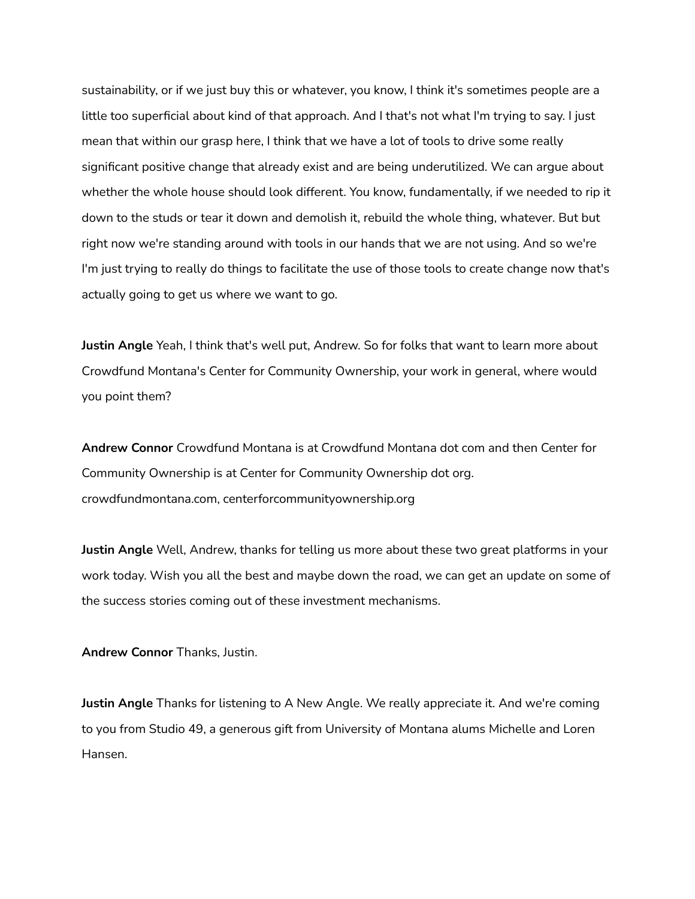sustainability, or if we just buy this or whatever, you know, I think it's sometimes people are a little too superficial about kind of that approach. And I that's not what I'm trying to say. I just mean that within our grasp here, I think that we have a lot of tools to drive some really significant positive change that already exist and are being underutilized. We can argue about whether the whole house should look different. You know, fundamentally, if we needed to rip it down to the studs or tear it down and demolish it, rebuild the whole thing, whatever. But but right now we're standing around with tools in our hands that we are not using. And so we're I'm just trying to really do things to facilitate the use of those tools to create change now that's actually going to get us where we want to go.

**Justin Angle** Yeah, I think that's well put, Andrew. So for folks that want to learn more about Crowdfund Montana's Center for Community Ownership, your work in general, where would you point them?

**Andrew Connor** Crowdfund Montana is at Crowdfund Montana dot com and then Center for Community Ownership is at Center for Community Ownership dot org.
crowdfundmontana.com, centerforcommunityownership.org

**Justin Angle** Well, Andrew, thanks for telling us more about these two great platforms in your work today. Wish you all the best and maybe down the road, we can get an update on some of the success stories coming out of these investment mechanisms.

**Andrew Connor** Thanks, Justin.

**Justin Angle** Thanks for listening to A New Angle. We really appreciate it. And we're coming to you from Studio 49, a generous gift from University of Montana alums Michelle and Loren Hansen.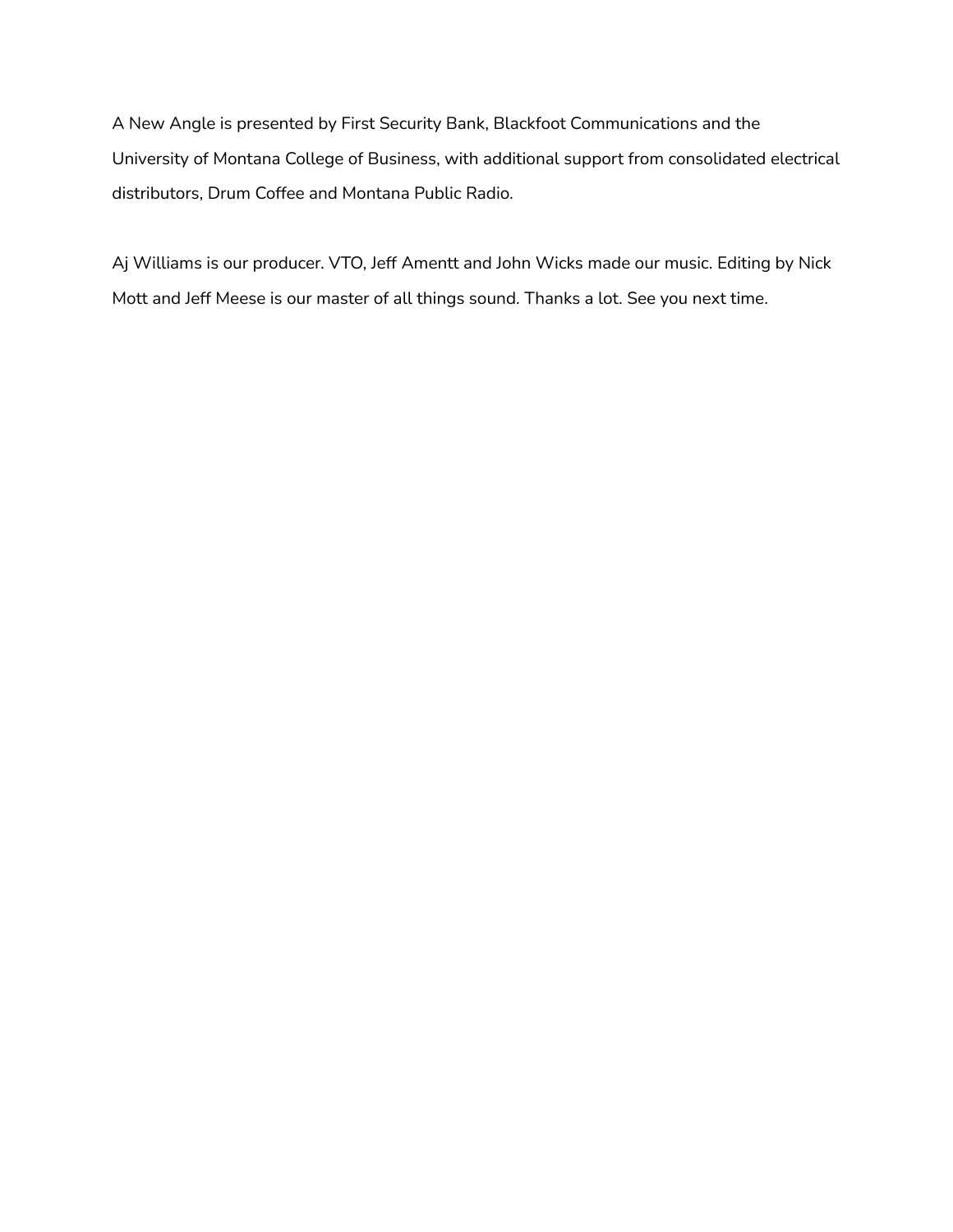A New Angle is presented by First Security Bank, Blackfoot Communications and the University of Montana College of Business, with additional support from consolidated electrical distributors, Drum Coffee and Montana Public Radio.

Aj Williams is our producer. VTO, Jeff Amentt and John Wicks made our music. Editing by Nick Mott and Jeff Meese is our master of all things sound. Thanks a lot. See you next time.